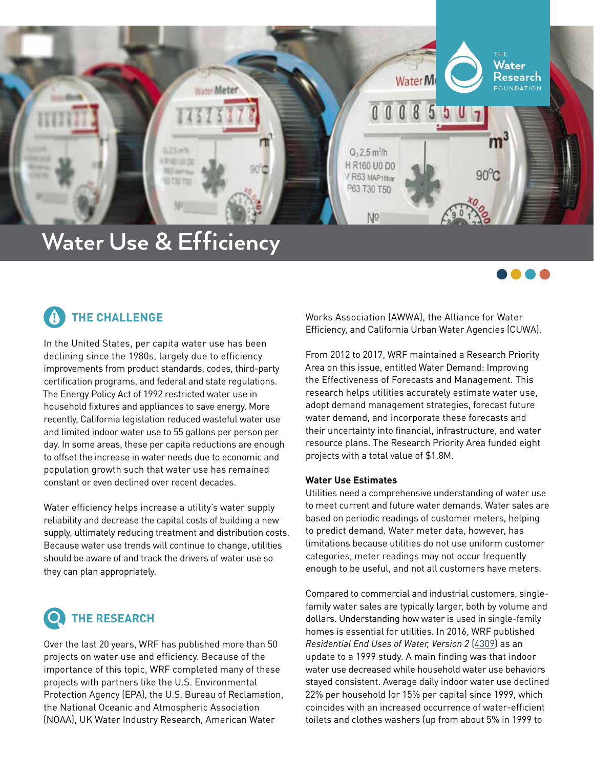# Water Use & Efficiency

## THE CHALLENGE

In the United States, per capita water use has been declining since the 1980s, largely due to efficiency improvements from product standards, codes, third-party certification programs, and federal and state regulations. The Energy Policy Act of 1992 restricted water use in household fixtures and appliances to save energy. More recently, California legislation reduced wasteful water use and limited indoor water use to 55 gallons per person per day. In some areas, these per capita reductions are enough to offset the increase in water needs due to economic and population growth such that water use has remained constant or even declined over recent decades.

Water efficiency helps increase a utility's water supply reliability and decrease the capital costs of building a new supply, ultimately reducing treatment and distribution costs. Because water use trends will continue to change, utilities should be aware of and track the drivers of water use so they can plan appropriately.

## THE RESEARCH

Over the last 20 years, WRF has published more than 50 projects on water use and efficiency. Because of the importance of this topic, WRF completed many of these projects with partners like the U.S. Environmental Protection Agency (EPA), the U.S. Bureau of Reclamation, the National Oceanic and Atmospheric Association (NOAA), UK Water Industry Research, American Water Works Association (AWWA), the Alliance for Water Efficiency, and California Urban Water Agencies (CUWA).

From 2012 to 2017, WRF maintained a Research Priority Area on this issue, entitled Water Demand: Improving the Effectiveness of Forecasts and Management. This research helps utilities accurately estimate water use, adopt demand management strategies, forecast future water demand, and incorporate these forecasts and their uncertainty into financial, infrastructure, and water resource plans. The Research Priority Area funded eight projects with a total value of $1.8M.

**Water Use Estimates**

Utilities need a comprehensive understanding of water use to meet current and future water demands. Water sales are based on periodic readings of customer meters, helping to predict demand. Water meter data, however, has limitations because utilities do not use uniform customer categories, meter readings may not occur frequently enough to be useful, and not all customers have meters.

Compared to commercial and industrial customers, single-family water sales are typically larger, both by volume and dollars. Understanding how water is used in single-family homes is essential for utilities. In 2016, WRF published *Residential End Uses of Water, Version 2* (4309) as an update to a 1999 study. A main finding was that indoor water use decreased while household water use behaviors stayed consistent. Average daily indoor water use declined 22% per household (or 15% per capita) since 1999, which coincides with an increased occurrence of water-efficient toilets and clothes washers (up from about 5% in 1999 to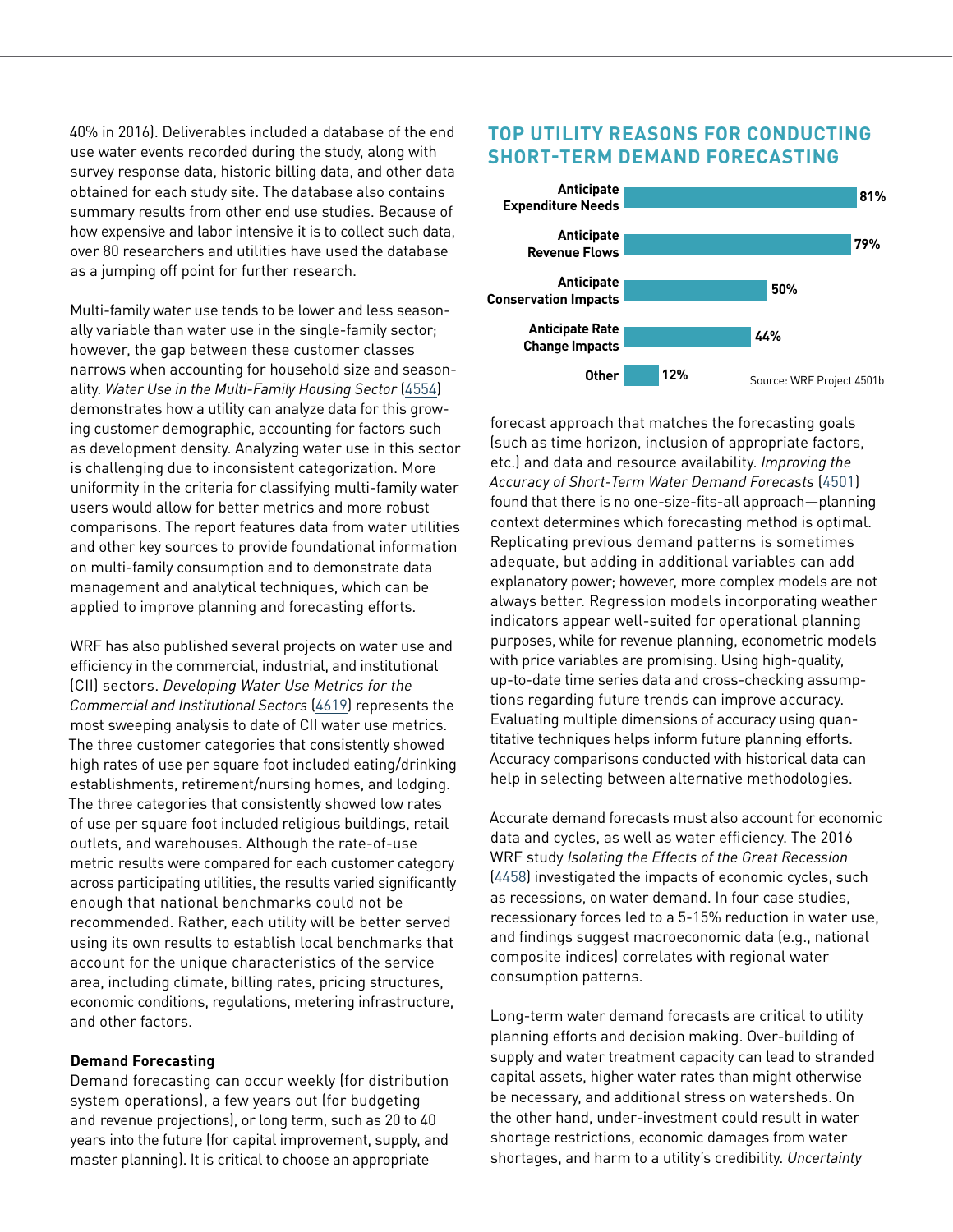40% in 2016). Deliverables included a database of the end use water events recorded during the study, along with survey response data, historic billing data, and other data obtained for each study site. The database also contains summary results from other end use studies. Because of how expensive and labor intensive it is to collect such data, over 80 researchers and utilities have used the database as a jumping off point for further research.

Multi-family water use tends to be lower and less seasonally variable than water use in the single-family sector; however, the gap between these customer classes narrows when accounting for household size and seasonality. *Water Use in the Multi-Family Housing Sector* (4554) demonstrates how a utility can analyze data for this growing customer demographic, accounting for factors such as development density. Analyzing water use in this sector is challenging due to inconsistent categorization. More uniformity in the criteria for classifying multi-family water users would allow for better metrics and more robust comparisons. The report features data from water utilities and other key sources to provide foundational information on multi-family consumption and to demonstrate data management and analytical techniques, which can be applied to improve planning and forecasting efforts.

WRF has also published several projects on water use and efficiency in the commercial, industrial, and institutional (CII) sectors. *Developing Water Use Metrics for the Commercial and Institutional Sectors* (4619) represents the most sweeping analysis to date of CII water use metrics. The three customer categories that consistently showed high rates of use per square foot included eating/drinking establishments, retirement/nursing homes, and lodging. The three categories that consistently showed low rates of use per square foot included religious buildings, retail outlets, and warehouses. Although the rate-of-use metric results were compared for each customer category across participating utilities, the results varied significantly enough that national benchmarks could not be recommended. Rather, each utility will be better served using its own results to establish local benchmarks that account for the unique characteristics of the service area, including climate, billing rates, pricing structures, economic conditions, regulations, metering infrastructure, and other factors.

### Demand Forecasting

Demand forecasting can occur weekly (for distribution system operations), a few years out (for budgeting and revenue projections), or long term, such as 20 to 40 years into the future (for capital improvement, supply, and master planning). It is critical to choose an appropriate forecast approach that matches the forecasting goals (such as time horizon, inclusion of appropriate factors, etc.) and data and resource availability. *Improving the Accuracy of Short-Term Water Demand Forecasts* (4501) found that there is no one-size-fits-all approach—planning context determines which forecasting method is optimal. Replicating previous demand patterns is sometimes adequate, but adding in additional variables can add explanatory power; however, more complex models are not always better. Regression models incorporating weather indicators appear well-suited for operational planning purposes, while for revenue planning, econometric models with price variables are promising. Using high-quality, up-to-date time series data and cross-checking assumptions regarding future trends can improve accuracy. Evaluating multiple dimensions of accuracy using quantitative techniques helps inform future planning efforts. Accuracy comparisons conducted with historical data can help in selecting between alternative methodologies.

## TOP UTILITY REASONS FOR CONDUCTING SHORT-TERM DEMAND FORECASTING

| Reason | Percentage |
|---|---|
| Anticipate Expenditure Needs | 81% |
| Anticipate Revenue Flows | 79% |
| Anticipate Conservation Impacts | 50% |
| Anticipate Rate Change Impacts | 44% |
| Other | 12% |

Source: WRF Project 4501b

Accurate demand forecasts must also account for economic data and cycles, as well as water efficiency. The 2016 WRF study *Isolating the Effects of the Great Recession* (4458) investigated the impacts of economic cycles, such as recessions, on water demand. In four case studies, recessionary forces led to a 5-15% reduction in water use, and findings suggest macroeconomic data (e.g., national composite indices) correlates with regional water consumption patterns.

Long-term water demand forecasts are critical to utility planning efforts and decision making. Over-building of supply and water treatment capacity can lead to stranded capital assets, higher water rates than might otherwise be necessary, and additional stress on watersheds. On the other hand, under-investment could result in water shortage restrictions, economic damages from water shortages, and harm to a utility's credibility. *Uncertainty*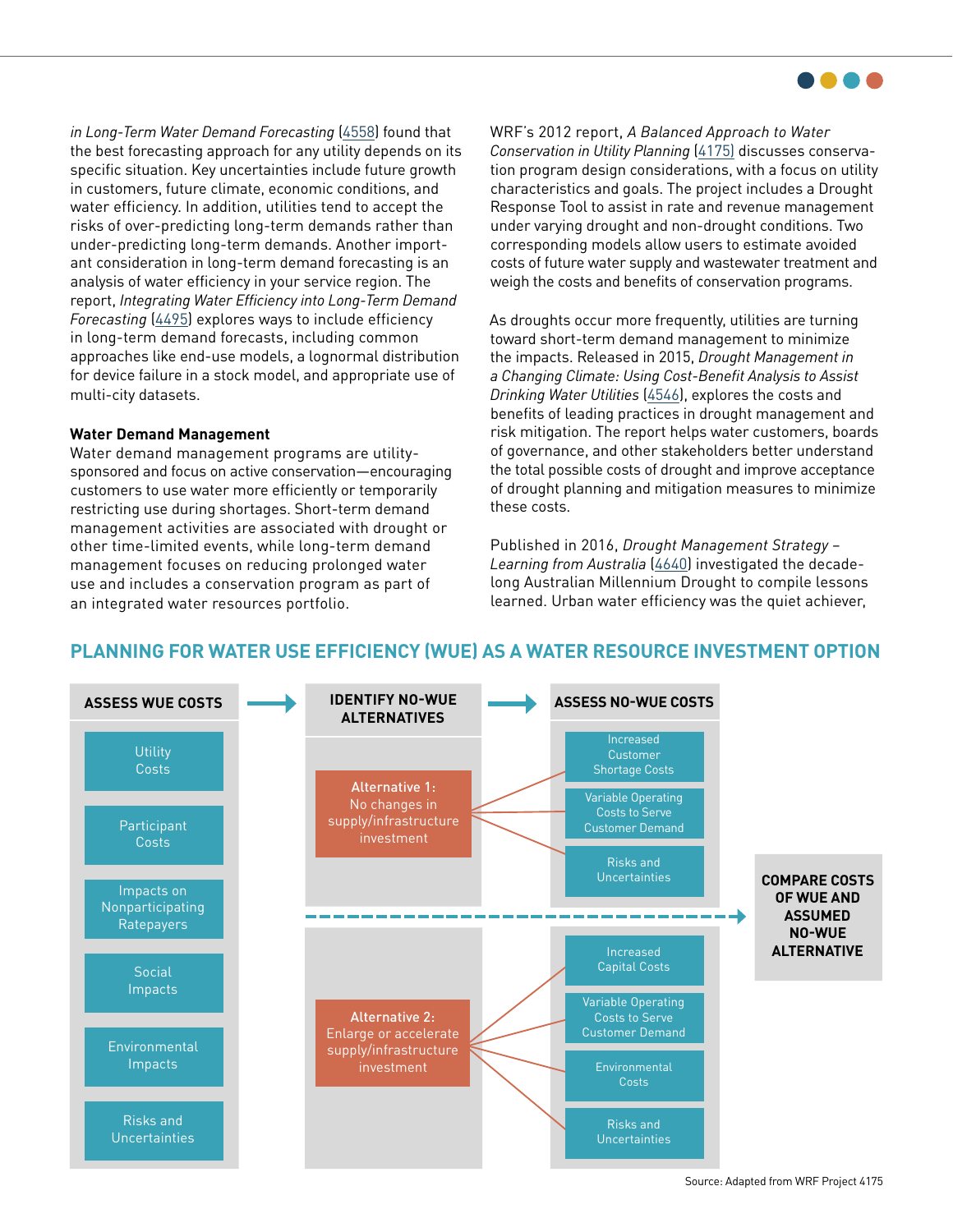*in Long-Term Water Demand Forecasting* (4558) found that the best forecasting approach for any utility depends on its specific situation. Key uncertainties include future growth in customers, future climate, economic conditions, and water efficiency. In addition, utilities tend to accept the risks of over-predicting long-term demands rather than under-predicting long-term demands. Another important consideration in long-term demand forecasting is an analysis of water efficiency in your service region. The report, *Integrating Water Efficiency into Long-Term Demand Forecasting* (4495) explores ways to include efficiency in long-term demand forecasts, including common approaches like end-use models, a lognormal distribution for device failure in a stock model, and appropriate use of multi-city datasets.

**Water Demand Management**

Water demand management programs are utility-sponsored and focus on active conservation—encouraging customers to use water more efficiently or temporarily restricting use during shortages. Short-term demand management activities are associated with drought or other time-limited events, while long-term demand management focuses on reducing prolonged water use and includes a conservation program as part of an integrated water resources portfolio.

WRF's 2012 report, *A Balanced Approach to Water Conservation in Utility Planning* (4175) discusses conservation program design considerations, with a focus on utility characteristics and goals. The project includes a Drought Response Tool to assist in rate and revenue management under varying drought and non-drought conditions. Two corresponding models allow users to estimate avoided costs of future water supply and wastewater treatment and weigh the costs and benefits of conservation programs.

As droughts occur more frequently, utilities are turning toward short-term demand management to minimize the impacts. Released in 2015, *Drought Management in a Changing Climate: Using Cost-Benefit Analysis to Assist Drinking Water Utilities* (4546), explores the costs and benefits of leading practices in drought management and risk mitigation. The report helps water customers, boards of governance, and other stakeholders better understand the total possible costs of drought and improve acceptance of drought planning and mitigation measures to minimize these costs.

Published in 2016, *Drought Management Strategy – Learning from Australia* (4640) investigated the decade-long Australian Millennium Drought to compile lessons learned. Urban water efficiency was the quiet achiever,

## PLANNING FOR WATER USE EFFICIENCY (WUE) AS A WATER RESOURCE INVESTMENT OPTION

**ASSESS WUE COSTS** → **IDENTIFY NO-WUE ALTERNATIVES** → **ASSESS NO-WUE COSTS**

**ASSESS WUE COSTS**
- Utility Costs
- Participant Costs
- Impacts on Nonparticipating Ratepayers
- Social Impacts
- Environmental Impacts
- Risks and Uncertainties

**IDENTIFY NO-WUE ALTERNATIVES**

**Alternative 1:** No changes in supply/infrastructure investment
- Increased Customer Shortage Costs
- Variable Operating Costs to Serve Customer Demand
- Risks and Uncertainties

**Alternative 2:** Enlarge or accelerate supply/infrastructure investment
- Increased Capital Costs
- Variable Operating Costs to Serve Customer Demand
- Environmental Costs
- Risks and Uncertainties

→ **COMPARE COSTS OF WUE AND ASSUMED NO-WUE ALTERNATIVE**

Source: Adapted from WRF Project 4175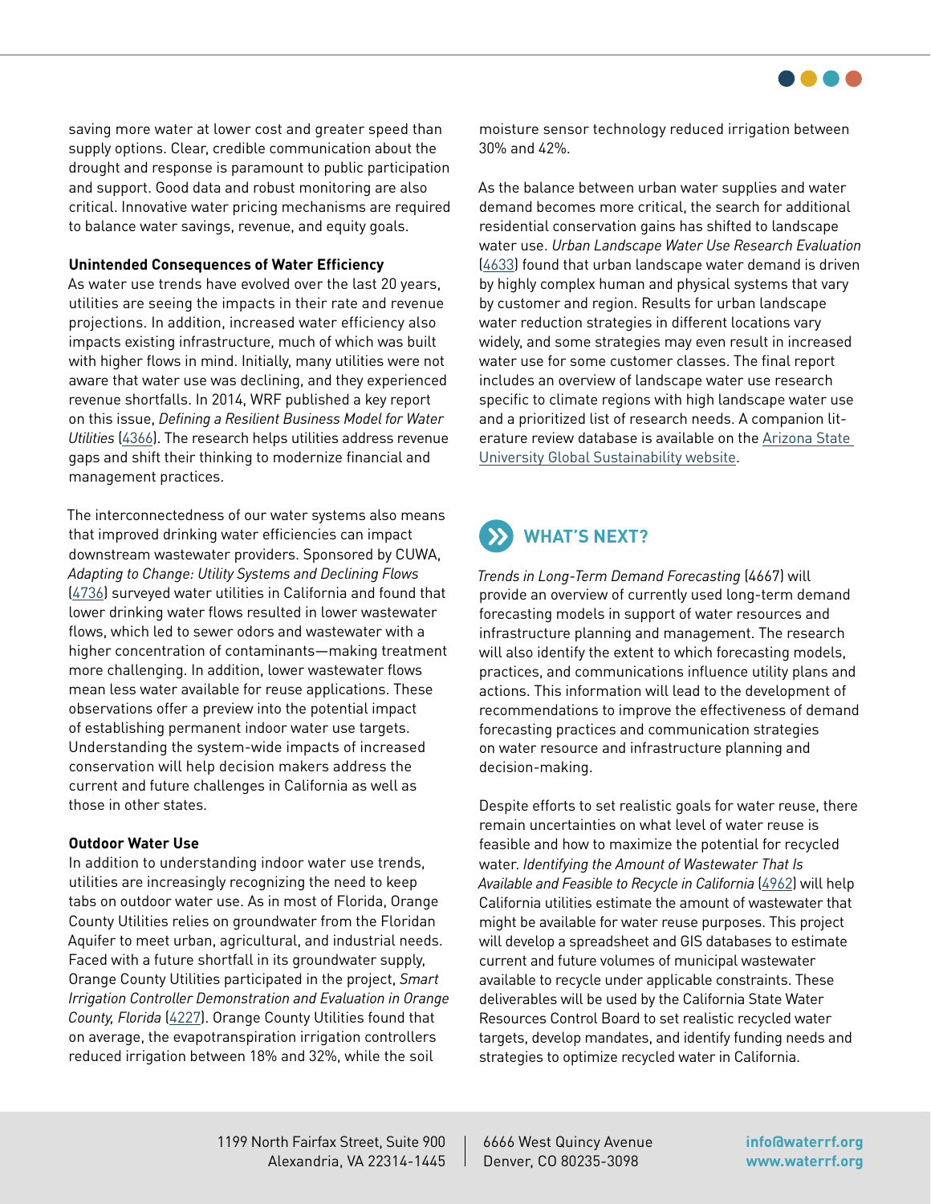saving more water at lower cost and greater speed than supply options. Clear, credible communication about the drought and response is paramount to public participation and support. Good data and robust monitoring are also critical. Innovative water pricing mechanisms are required to balance water savings, revenue, and equity goals.

**Unintended Consequences of Water Efficiency**

As water use trends have evolved over the last 20 years, utilities are seeing the impacts in their rate and revenue projections. In addition, increased water efficiency also impacts existing infrastructure, much of which was built with higher flows in mind. Initially, many utilities were not aware that water use was declining, and they experienced revenue shortfalls. In 2014, WRF published a key report on this issue, *Defining a Resilient Business Model for Water Utilities* (4366). The research helps utilities address revenue gaps and shift their thinking to modernize financial and management practices.

The interconnectedness of our water systems also means that improved drinking water efficiencies can impact downstream wastewater providers. Sponsored by CUWA, *Adapting to Change: Utility Systems and Declining Flows* (4736) surveyed water utilities in California and found that lower drinking water flows resulted in lower wastewater flows, which led to sewer odors and wastewater with a higher concentration of contaminants—making treatment more challenging. In addition, lower wastewater flows mean less water available for reuse applications. These observations offer a preview into the potential impact of establishing permanent indoor water use targets. Understanding the system-wide impacts of increased conservation will help decision makers address the current and future challenges in California as well as those in other states.

**Outdoor Water Use**

In addition to understanding indoor water use trends, utilities are increasingly recognizing the need to keep tabs on outdoor water use. As in most of Florida, Orange County Utilities relies on groundwater from the Floridan Aquifer to meet urban, agricultural, and industrial needs. Faced with a future shortfall in its groundwater supply, Orange County Utilities participated in the project, *Smart Irrigation Controller Demonstration and Evaluation in Orange County, Florida* (4227). Orange County Utilities found that on average, the evapotranspiration irrigation controllers reduced irrigation between 18% and 32%, while the soil moisture sensor technology reduced irrigation between 30% and 42%.

As the balance between urban water supplies and water demand becomes more critical, the search for additional residential conservation gains has shifted to landscape water use. *Urban Landscape Water Use Research Evaluation* (4633) found that urban landscape water demand is driven by highly complex human and physical systems that vary by customer and region. Results for urban landscape water reduction strategies in different locations vary widely, and some strategies may even result in increased water use for some customer classes. The final report includes an overview of landscape water use research specific to climate regions with high landscape water use and a prioritized list of research needs. A companion literature review database is available on the Arizona State University Global Sustainability website.

## WHAT'S NEXT?

*Trends in Long-Term Demand Forecasting* (4667) will provide an overview of currently used long-term demand forecasting models in support of water resources and infrastructure planning and management. The research will also identify the extent to which forecasting models, practices, and communications influence utility plans and actions. This information will lead to the development of recommendations to improve the effectiveness of demand forecasting practices and communication strategies on water resource and infrastructure planning and decision-making.

Despite efforts to set realistic goals for water reuse, there remain uncertainties on what level of water reuse is feasible and how to maximize the potential for recycled water. *Identifying the Amount of Wastewater That Is Available and Feasible to Recycle in California* (4962) will help California utilities estimate the amount of wastewater that might be available for water reuse purposes. This project will develop a spreadsheet and GIS databases to estimate current and future volumes of municipal wastewater available to recycle under applicable constraints. These deliverables will be used by the California State Water Resources Control Board to set realistic recycled water targets, develop mandates, and identify funding needs and strategies to optimize recycled water in California.

1199 North Fairfax Street, Suite 900
Alexandria, VA 22314-1445

6666 West Quincy Avenue
Denver, CO 80235-3098

**info@waterrf.org**
**www.waterrf.org**